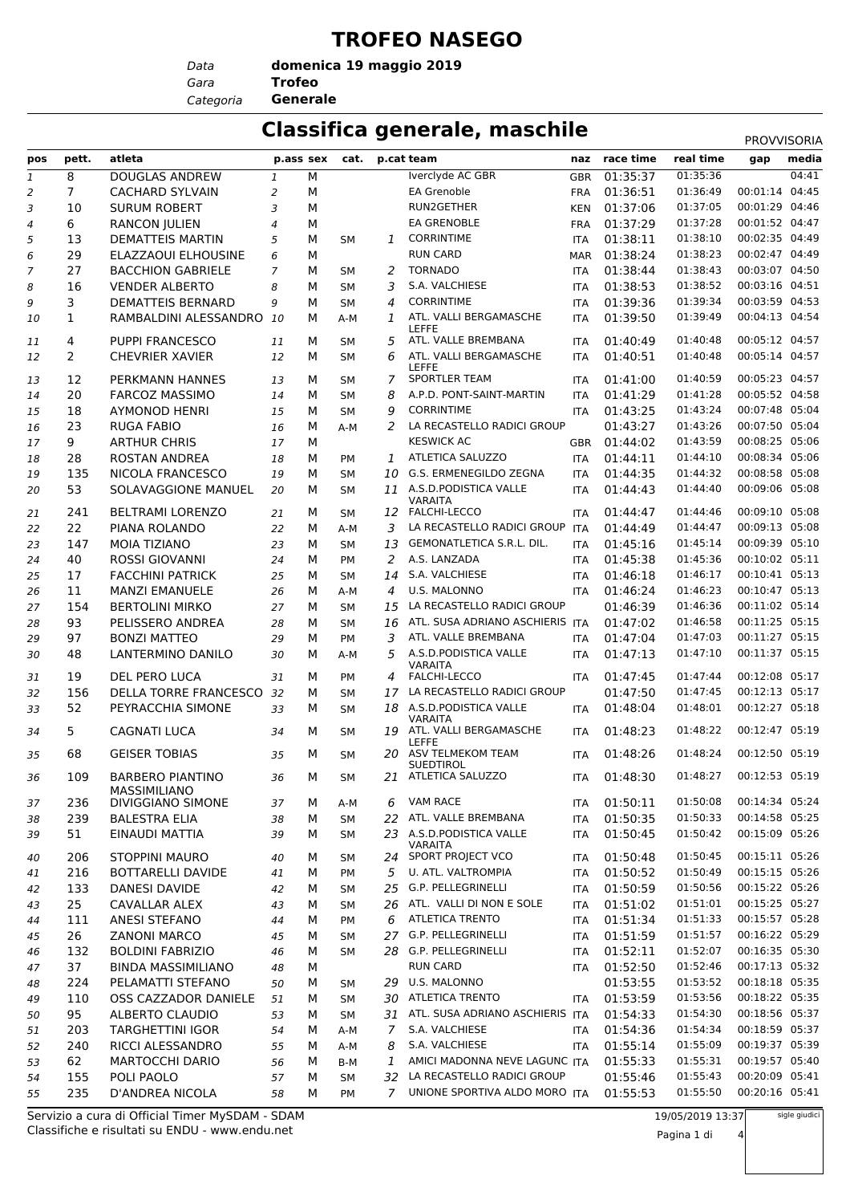# TROFEO NASEGO

*Data* **domenica 19 maggio 2019**
*Gara* **Trofeo**
*Categoria* **Generale**

## Classifica generale, maschile

PROVVISORIA

| pos | pett. | atleta | p.ass | sex | cat. | p.cat | team | naz | race time | real time | gap | media |
|---|---|---|---|---|---|---|---|---|---|---|---|---|
| 1 | 8 | DOUGLAS ANDREW | 1 | M | | | Iverclyde AC GBR | GBR | 01:35:37 | 01:35:36 | | 04:41 |
| 2 | 7 | CACHARD SYLVAIN | 2 | M | | | EA Grenoble | FRA | 01:36:51 | 01:36:49 | 00:01:14 | 04:45 |
| 3 | 10 | SURUM ROBERT | 3 | M | | | RUN2GETHER | KEN | 01:37:06 | 01:37:05 | 00:01:29 | 04:46 |
| 4 | 6 | RANCON JULIEN | 4 | M | | | EA GRENOBLE | FRA | 01:37:29 | 01:37:28 | 00:01:52 | 04:47 |
| 5 | 13 | DEMATTEIS MARTIN | 5 | M | SM | 1 | CORRINTIME | ITA | 01:38:11 | 01:38:10 | 00:02:35 | 04:49 |
| 6 | 29 | ELAZZAOUI ELHOUSINE | 6 | M | | | RUN CARD | MAR | 01:38:24 | 01:38:23 | 00:02:47 | 04:49 |
| 7 | 27 | BACCHION GABRIELE | 7 | M | SM | 2 | TORNADO | ITA | 01:38:44 | 01:38:43 | 00:03:07 | 04:50 |
| 8 | 16 | VENDER ALBERTO | 8 | M | SM | 3 | S.A. VALCHIESE | ITA | 01:38:53 | 01:38:52 | 00:03:16 | 04:51 |
| 9 | 3 | DEMATTEIS BERNARD | 9 | M | SM | 4 | CORRINTIME | ITA | 01:39:36 | 01:39:34 | 00:03:59 | 04:53 |
| 10 | 1 | RAMBALDINI ALESSANDRO | 10 | M | A-M | 1 | ATL. VALLI BERGAMASCHE LEFFE | ITA | 01:39:50 | 01:39:49 | 00:04:13 | 04:54 |
| 11 | 4 | PUPPI FRANCESCO | 11 | M | SM | 5 | ATL. VALLE BREMBANA | ITA | 01:40:49 | 01:40:48 | 00:05:12 | 04:57 |
| 12 | 2 | CHEVRIER XAVIER | 12 | M | SM | 6 | ATL. VALLI BERGAMASCHE LEFFE | ITA | 01:40:51 | 01:40:48 | 00:05:14 | 04:57 |
| 13 | 12 | PERKMANN HANNES | 13 | M | SM | 7 | SPORTLER TEAM | ITA | 01:41:00 | 01:40:59 | 00:05:23 | 04:57 |
| 14 | 20 | FARCOZ MASSIMO | 14 | M | SM | 8 | A.P.D. PONT-SAINT-MARTIN | ITA | 01:41:29 | 01:41:28 | 00:05:52 | 04:58 |
| 15 | 18 | AYMONOD HENRI | 15 | M | SM | 9 | CORRINTIME | ITA | 01:43:25 | 01:43:24 | 00:07:48 | 05:04 |
| 16 | 23 | RUGA FABIO | 16 | M | A-M | 2 | LA RECASTELLO RADICI GROUP | | 01:43:27 | 01:43:26 | 00:07:50 | 05:04 |
| 17 | 9 | ARTHUR CHRIS | 17 | M | | | KESWICK AC | GBR | 01:44:02 | 01:43:59 | 00:08:25 | 05:06 |
| 18 | 28 | ROSTAN ANDREA | 18 | M | PM | 1 | ATLETICA SALUZZO | ITA | 01:44:11 | 01:44:10 | 00:08:34 | 05:06 |
| 19 | 135 | NICOLA FRANCESCO | 19 | M | SM | 10 | G.S. ERMENEGILDO ZEGNA | ITA | 01:44:35 | 01:44:32 | 00:08:58 | 05:08 |
| 20 | 53 | SOLAVAGGIONE MANUEL | 20 | M | SM | 11 | A.S.D.PODISTICA VALLE VARAITA | ITA | 01:44:43 | 01:44:40 | 00:09:06 | 05:08 |
| 21 | 241 | BELTRAMI LORENZO | 21 | M | SM | 12 | FALCHI-LECCO | ITA | 01:44:47 | 01:44:46 | 00:09:10 | 05:08 |
| 22 | 22 | PIANA ROLANDO | 22 | M | A-M | 3 | LA RECASTELLO RADICI GROUP | ITA | 01:44:49 | 01:44:47 | 00:09:13 | 05:08 |
| 23 | 147 | MOIA TIZIANO | 23 | M | SM | 13 | GEMONATLETICA S.R.L. DIL. | ITA | 01:45:16 | 01:45:14 | 00:09:39 | 05:10 |
| 24 | 40 | ROSSI GIOVANNI | 24 | M | PM | 2 | A.S. LANZADA | ITA | 01:45:38 | 01:45:36 | 00:10:02 | 05:11 |
| 25 | 17 | FACCHINI PATRICK | 25 | M | SM | 14 | S.A. VALCHIESE | ITA | 01:46:18 | 01:46:17 | 00:10:41 | 05:13 |
| 26 | 11 | MANZI EMANUELE | 26 | M | A-M | 4 | U.S. MALONNO | ITA | 01:46:24 | 01:46:23 | 00:10:47 | 05:13 |
| 27 | 154 | BERTOLINI MIRKO | 27 | M | SM | 15 | LA RECASTELLO RADICI GROUP | | 01:46:39 | 01:46:36 | 00:11:02 | 05:14 |
| 28 | 93 | PELISSERO ANDREA | 28 | M | SM | 16 | ATL. SUSA ADRIANO ASCHIERIS | ITA | 01:47:02 | 01:46:58 | 00:11:25 | 05:15 |
| 29 | 97 | BONZI MATTEO | 29 | M | PM | 3 | ATL. VALLE BREMBANA | ITA | 01:47:04 | 01:47:03 | 00:11:27 | 05:15 |
| 30 | 48 | LANTERMINO DANILO | 30 | M | A-M | 5 | A.S.D.PODISTICA VALLE VARAITA | ITA | 01:47:13 | 01:47:10 | 00:11:37 | 05:15 |
| 31 | 19 | DEL PERO LUCA | 31 | M | PM | 4 | FALCHI-LECCO | ITA | 01:47:45 | 01:47:44 | 00:12:08 | 05:17 |
| 32 | 156 | DELLA TORRE FRANCESCO | 32 | M | SM | 17 | LA RECASTELLO RADICI GROUP | | 01:47:50 | 01:47:45 | 00:12:13 | 05:17 |
| 33 | 52 | PEYRACCHIA SIMONE | 33 | M | SM | 18 | A.S.D.PODISTICA VALLE VARAITA | ITA | 01:48:04 | 01:48:01 | 00:12:27 | 05:18 |
| 34 | 5 | CAGNATI LUCA | 34 | M | SM | 19 | ATL. VALLI BERGAMASCHE LEFFE | ITA | 01:48:23 | 01:48:22 | 00:12:47 | 05:19 |
| 35 | 68 | GEISER TOBIAS | 35 | M | SM | 20 | ASV TELMEKOM TEAM SUEDTIROL | ITA | 01:48:26 | 01:48:24 | 00:12:50 | 05:19 |
| 36 | 109 | BARBERO PIANTINO MASSIMILIANO | 36 | M | SM | 21 | ATLETICA SALUZZO | ITA | 01:48:30 | 01:48:27 | 00:12:53 | 05:19 |
| 37 | 236 | DIVIGGIANO SIMONE | 37 | M | A-M | 6 | VAM RACE | ITA | 01:50:11 | 01:50:08 | 00:14:34 | 05:24 |
| 38 | 239 | BALESTRA ELIA | 38 | M | SM | 22 | ATL. VALLE BREMBANA | ITA | 01:50:35 | 01:50:33 | 00:14:58 | 05:25 |
| 39 | 51 | EINAUDI MATTIA | 39 | M | SM | 23 | A.S.D.PODISTICA VALLE VARAITA | ITA | 01:50:45 | 01:50:42 | 00:15:09 | 05:26 |
| 40 | 206 | STOPPINI MAURO | 40 | M | SM | 24 | SPORT PROJECT VCO | ITA | 01:50:48 | 01:50:45 | 00:15:11 | 05:26 |
| 41 | 216 | BOTTARELLI DAVIDE | 41 | M | PM | 5 | U. ATL. VALTROMPIA | ITA | 01:50:52 | 01:50:49 | 00:15:15 | 05:26 |
| 42 | 133 | DANESI DAVIDE | 42 | M | SM | 25 | G.P. PELLEGRINELLI | ITA | 01:50:59 | 01:50:56 | 00:15:22 | 05:26 |
| 43 | 25 | CAVALLAR ALEX | 43 | M | SM | 26 | ATL. VALLI DI NON E SOLE | ITA | 01:51:02 | 01:51:01 | 00:15:25 | 05:27 |
| 44 | 111 | ANESI STEFANO | 44 | M | PM | 6 | ATLETICA TRENTO | ITA | 01:51:34 | 01:51:33 | 00:15:57 | 05:28 |
| 45 | 26 | ZANONI MARCO | 45 | M | SM | 27 | G.P. PELLEGRINELLI | ITA | 01:51:59 | 01:51:57 | 00:16:22 | 05:29 |
| 46 | 132 | BOLDINI FABRIZIO | 46 | M | SM | 28 | G.P. PELLEGRINELLI | ITA | 01:52:11 | 01:52:07 | 00:16:35 | 05:30 |
| 47 | 37 | BINDA MASSIMILIANO | 48 | M | | | RUN CARD | ITA | 01:52:50 | 01:52:46 | 00:17:13 | 05:32 |
| 48 | 224 | PELAMATTI STEFANO | 50 | M | SM | 29 | U.S. MALONNO | | 01:53:55 | 01:53:52 | 00:18:18 | 05:35 |
| 49 | 110 | OSS CAZZADOR DANIELE | 51 | M | SM | 30 | ATLETICA TRENTO | ITA | 01:53:59 | 01:53:56 | 00:18:22 | 05:35 |
| 50 | 95 | ALBERTO CLAUDIO | 53 | M | SM | 31 | ATL. SUSA ADRIANO ASCHIERIS | ITA | 01:54:33 | 01:54:30 | 00:18:56 | 05:37 |
| 51 | 203 | TARGHETTINI IGOR | 54 | M | A-M | 7 | S.A. VALCHIESE | ITA | 01:54:36 | 01:54:34 | 00:18:59 | 05:37 |
| 52 | 240 | RICCI ALESSANDRO | 55 | M | A-M | 8 | S.A. VALCHIESE | ITA | 01:55:14 | 01:55:09 | 00:19:37 | 05:39 |
| 53 | 62 | MARTOCCHI DARIO | 56 | M | B-M | 1 | AMICI MADONNA NEVE LAGUNC | ITA | 01:55:33 | 01:55:31 | 00:19:57 | 05:40 |
| 54 | 155 | POLI PAOLO | 57 | M | SM | 32 | LA RECASTELLO RADICI GROUP | | 01:55:46 | 01:55:43 | 00:20:09 | 05:41 |
| 55 | 235 | D'ANDREA NICOLA | 58 | M | PM | 7 | UNIONE SPORTIVA ALDO MORO | ITA | 01:55:53 | 01:55:50 | 00:20:16 | 05:41 |

Servizio a cura di Official Timer MySDAM - SDAM
Classifiche e risultati su ENDU - www.endu.net

19/05/2019 13:37

sigle giudici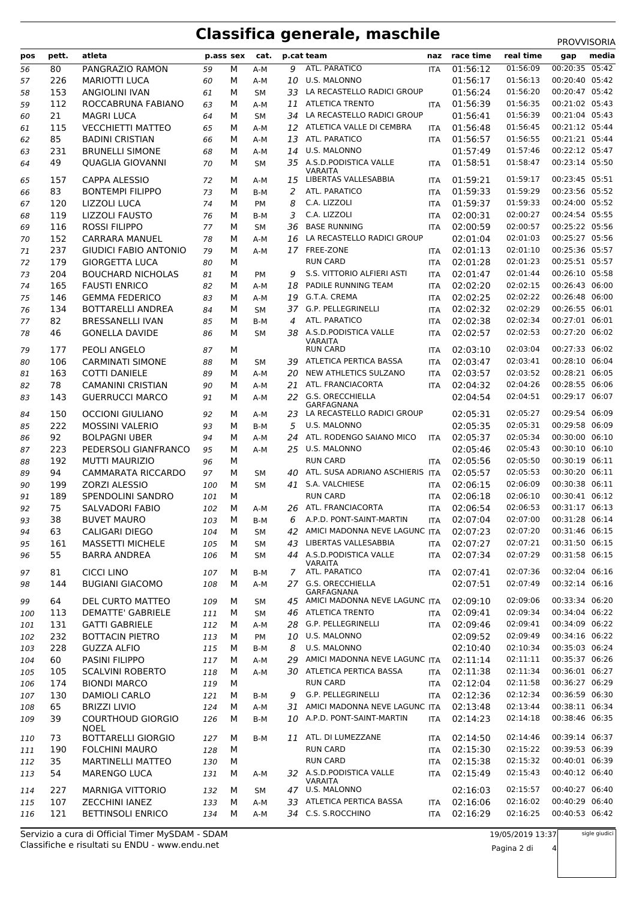# Classifica generale, maschile

PROVVISORIA

| pos | pett. | atleta | p.ass | sex | cat. | p.cat | team | naz | race time | real time | gap | media |
|---|---|---|---|---|---|---|---|---|---|---|---|---|
| 56 | 80 | PANGRAZIO RAMON | 59 | M | A-M | 9 | ATL. PARATICO | ITA | 01:56:12 | 01:56:09 | 00:20:35 | 05:42 |
| 57 | 226 | MARIOTTI LUCA | 60 | M | A-M | 10 | U.S. MALONNO | | 01:56:17 | 01:56:13 | 00:20:40 | 05:42 |
| 58 | 153 | ANGIOLINI IVAN | 61 | M | SM | 33 | LA RECASTELLO RADICI GROUP | | 01:56:24 | 01:56:20 | 00:20:47 | 05:42 |
| 59 | 112 | ROCCABRUNA FABIANO | 63 | M | A-M | 11 | ATLETICA TRENTO | ITA | 01:56:39 | 01:56:35 | 00:21:02 | 05:43 |
| 60 | 21 | MAGRI LUCA | 64 | M | SM | 34 | LA RECASTELLO RADICI GROUP | | 01:56:41 | 01:56:39 | 00:21:04 | 05:43 |
| 61 | 115 | VECCHIETTI MATTEO | 65 | M | A-M | 12 | ATLETICA VALLE DI CEMBRA | ITA | 01:56:48 | 01:56:45 | 00:21:12 | 05:44 |
| 62 | 85 | BADINI CRISTIAN | 66 | M | A-M | 13 | ATL. PARATICO | ITA | 01:56:57 | 01:56:55 | 00:21:21 | 05:44 |
| 63 | 231 | BRUNELLI SIMONE | 68 | M | A-M | 14 | U.S. MALONNO | | 01:57:49 | 01:57:46 | 00:22:12 | 05:47 |
| 64 | 49 | QUAGLIA GIOVANNI | 70 | M | SM | 35 | A.S.D.PODISTICA VALLE VARAITA | ITA | 01:58:51 | 01:58:47 | 00:23:14 | 05:50 |
| 65 | 157 | CAPPA ALESSIO | 72 | M | A-M | 15 | LIBERTAS VALLESABBIA | ITA | 01:59:21 | 01:59:17 | 00:23:45 | 05:51 |
| 66 | 83 | BONTEMPI FILIPPO | 73 | M | B-M | 2 | ATL. PARATICO | ITA | 01:59:33 | 01:59:29 | 00:23:56 | 05:52 |
| 67 | 120 | LIZZOLI LUCA | 74 | M | PM | 8 | C.A. LIZZOLI | ITA | 01:59:37 | 01:59:33 | 00:24:00 | 05:52 |
| 68 | 119 | LIZZOLI FAUSTO | 76 | M | B-M | 3 | C.A. LIZZOLI | ITA | 02:00:31 | 02:00:27 | 00:24:54 | 05:55 |
| 69 | 116 | ROSSI FILIPPO | 77 | M | SM | 36 | BASE RUNNING | ITA | 02:00:59 | 02:00:57 | 00:25:22 | 05:56 |
| 70 | 152 | CARRARA MANUEL | 78 | M | A-M | 16 | LA RECASTELLO RADICI GROUP | | 02:01:04 | 02:01:03 | 00:25:27 | 05:56 |
| 71 | 237 | GIUDICI FABIO ANTONIO | 79 | M | A-M | 17 | FREE-ZONE | ITA | 02:01:13 | 02:01:10 | 00:25:36 | 05:57 |
| 72 | 179 | GIORGETTA LUCA | 80 | M | | | RUN CARD | ITA | 02:01:28 | 02:01:23 | 00:25:51 | 05:57 |
| 73 | 204 | BOUCHARD NICHOLAS | 81 | M | PM | 9 | S.S. VITTORIO ALFIERI ASTI | ITA | 02:01:47 | 02:01:44 | 00:26:10 | 05:58 |
| 74 | 165 | FAUSTI ENRICO | 82 | M | A-M | 18 | PADILE RUNNING TEAM | ITA | 02:02:20 | 02:02:15 | 00:26:43 | 06:00 |
| 75 | 146 | GEMMA FEDERICO | 83 | M | A-M | 19 | G.T.A. CREMA | ITA | 02:02:25 | 02:02:22 | 00:26:48 | 06:00 |
| 76 | 134 | BOTTARELLI ANDREA | 84 | M | SM | 37 | G.P. PELLEGRINELLI | ITA | 02:02:32 | 02:02:29 | 00:26:55 | 06:01 |
| 77 | 82 | BRESSANELLI IVAN | 85 | M | B-M | 4 | ATL. PARATICO | ITA | 02:02:38 | 02:02:34 | 00:27:01 | 06:01 |
| 78 | 46 | GONELLA DAVIDE | 86 | M | SM | 38 | A.S.D.PODISTICA VALLE VARAITA | ITA | 02:02:57 | 02:02:53 | 00:27:20 | 06:02 |
| 79 | 177 | PEOLI ANGELO | 87 | M | | | RUN CARD | ITA | 02:03:10 | 02:03:04 | 00:27:33 | 06:02 |
| 80 | 106 | CARMINATI SIMONE | 88 | M | SM | 39 | ATLETICA PERTICA BASSA | ITA | 02:03:47 | 02:03:41 | 00:28:10 | 06:04 |
| 81 | 163 | COTTI DANIELE | 89 | M | A-M | 20 | NEW ATHLETICS SULZANO | ITA | 02:03:57 | 02:03:52 | 00:28:21 | 06:05 |
| 82 | 78 | CAMANINI CRISTIAN | 90 | M | A-M | 21 | ATL. FRANCIACORTA | ITA | 02:04:32 | 02:04:26 | 00:28:55 | 06:06 |
| 83 | 143 | GUERRUCCI MARCO | 91 | M | A-M | 22 | G.S. ORECCHIELLA GARFAGNANA | | 02:04:54 | 02:04:51 | 00:29:17 | 06:07 |
| 84 | 150 | OCCIONI GIULIANO | 92 | M | A-M | 23 | LA RECASTELLO RADICI GROUP | | 02:05:31 | 02:05:27 | 00:29:54 | 06:09 |
| 85 | 222 | MOSSINI VALERIO | 93 | M | B-M | 5 | U.S. MALONNO | | 02:05:35 | 02:05:31 | 00:29:58 | 06:09 |
| 86 | 92 | BOLPAGNI UBER | 94 | M | A-M | 24 | ATL. RODENGO SAIANO MICO | ITA | 02:05:37 | 02:05:34 | 00:30:00 | 06:10 |
| 87 | 223 | PEDERSOLI GIANFRANCO | 95 | M | A-M | 25 | U.S. MALONNO | | 02:05:46 | 02:05:43 | 00:30:10 | 06:10 |
| 88 | 192 | MUTTI MAURIZIO | 96 | M | | | RUN CARD | ITA | 02:05:56 | 02:05:50 | 00:30:19 | 06:11 |
| 89 | 94 | CAMMARATA RICCARDO | 97 | M | SM | 40 | ATL. SUSA ADRIANO ASCHIERIS | ITA | 02:05:57 | 02:05:53 | 00:30:20 | 06:11 |
| 90 | 199 | ZORZI ALESSIO | 100 | M | SM | 41 | S.A. VALCHIESE | ITA | 02:06:15 | 02:06:09 | 00:30:38 | 06:11 |
| 91 | 189 | SPENDOLINI SANDRO | 101 | M | | | RUN CARD | ITA | 02:06:18 | 02:06:10 | 00:30:41 | 06:12 |
| 92 | 75 | SALVADORI FABIO | 102 | M | A-M | 26 | ATL. FRANCIACORTA | ITA | 02:06:54 | 02:06:53 | 00:31:17 | 06:13 |
| 93 | 38 | BUVET MAURO | 103 | M | B-M | 6 | A.P.D. PONT-SAINT-MARTIN | ITA | 02:07:04 | 02:07:00 | 00:31:28 | 06:14 |
| 94 | 63 | CALIGARI DIEGO | 104 | M | SM | 42 | AMICI MADONNA NEVE LAGUNC | ITA | 02:07:23 | 02:07:20 | 00:31:46 | 06:15 |
| 95 | 161 | MASSETTI MICHELE | 105 | M | SM | 43 | LIBERTAS VALLESABBIA | ITA | 02:07:27 | 02:07:21 | 00:31:50 | 06:15 |
| 96 | 55 | BARRA ANDREA | 106 | M | SM | 44 | A.S.D.PODISTICA VALLE VARAITA | ITA | 02:07:34 | 02:07:29 | 00:31:58 | 06:15 |
| 97 | 81 | CICCI LINO | 107 | M | B-M | 7 | ATL. PARATICO | ITA | 02:07:41 | 02:07:36 | 00:32:04 | 06:16 |
| 98 | 144 | BUGIANI GIACOMO | 108 | M | A-M | 27 | G.S. ORECCHIELLA GARFAGNANA | | 02:07:51 | 02:07:49 | 00:32:14 | 06:16 |
| 99 | 64 | DEL CURTO MATTEO | 109 | M | SM | 45 | AMICI MADONNA NEVE LAGUNC | ITA | 02:09:10 | 02:09:06 | 00:33:34 | 06:20 |
| 100 | 113 | DEMATTE' GABRIELE | 111 | M | SM | 46 | ATLETICA TRENTO | ITA | 02:09:41 | 02:09:34 | 00:34:04 | 06:22 |
| 101 | 131 | GATTI GABRIELE | 112 | M | A-M | 28 | G.P. PELLEGRINELLI | ITA | 02:09:46 | 02:09:41 | 00:34:09 | 06:22 |
| 102 | 232 | BOTTACIN PIETRO | 113 | M | PM | 10 | U.S. MALONNO | | 02:09:52 | 02:09:49 | 00:34:16 | 06:22 |
| 103 | 228 | GUZZA ALFIO | 115 | M | B-M | 8 | U.S. MALONNO | | 02:10:40 | 02:10:34 | 00:35:03 | 06:24 |
| 104 | 60 | PASINI FILIPPO | 117 | M | A-M | 29 | AMICI MADONNA NEVE LAGUNC | ITA | 02:11:14 | 02:11:11 | 00:35:37 | 06:26 |
| 105 | 105 | SCALVINI ROBERTO | 118 | M | A-M | 30 | ATLETICA PERTICA BASSA | ITA | 02:11:38 | 02:11:34 | 00:36:01 | 06:27 |
| 106 | 174 | BIONDI MARCO | 119 | M | | | RUN CARD | ITA | 02:12:04 | 02:11:58 | 00:36:27 | 06:29 |
| 107 | 130 | DAMIOLI CARLO | 121 | M | B-M | 9 | G.P. PELLEGRINELLI | ITA | 02:12:36 | 02:12:34 | 00:36:59 | 06:30 |
| 108 | 65 | BRIZZI LIVIO | 124 | M | A-M | 31 | AMICI MADONNA NEVE LAGUNC | ITA | 02:13:48 | 02:13:44 | 00:38:11 | 06:34 |
| 109 | 39 | COURTHOUD GIORGIO NOEL | 126 | M | B-M | 10 | A.P.D. PONT-SAINT-MARTIN | ITA | 02:14:23 | 02:14:18 | 00:38:46 | 06:35 |
| 110 | 73 | BOTTARELLI GIORGIO | 127 | M | B-M | 11 | ATL. DI LUMEZZANE | ITA | 02:14:50 | 02:14:46 | 00:39:14 | 06:37 |
| 111 | 190 | FOLCHINI MAURO | 128 | M | | | RUN CARD | ITA | 02:15:30 | 02:15:22 | 00:39:53 | 06:39 |
| 112 | 35 | MARTINELLI MATTEO | 130 | M | | | RUN CARD | ITA | 02:15:38 | 02:15:32 | 00:40:01 | 06:39 |
| 113 | 54 | MARENGO LUCA | 131 | M | A-M | 32 | A.S.D.PODISTICA VALLE VARAITA | ITA | 02:15:49 | 02:15:43 | 00:40:12 | 06:40 |
| 114 | 227 | MARNIGA VITTORIO | 132 | M | SM | 47 | U.S. MALONNO | | 02:16:03 | 02:15:57 | 00:40:27 | 06:40 |
| 115 | 107 | ZECCHINI IANEZ | 133 | M | A-M | 33 | ATLETICA PERTICA BASSA | ITA | 02:16:06 | 02:16:02 | 00:40:29 | 06:40 |
| 116 | 121 | BETTINSOLI ENRICO | 134 | M | A-M | 34 | C.S. S.ROCCHINO | ITA | 02:16:29 | 02:16:25 | 00:40:53 | 06:42 |

Servizio a cura di Official Timer MySDAM - SDAM
Classifiche e risultati su ENDU - www.endu.net

19/05/2019 13:37

sigle giudici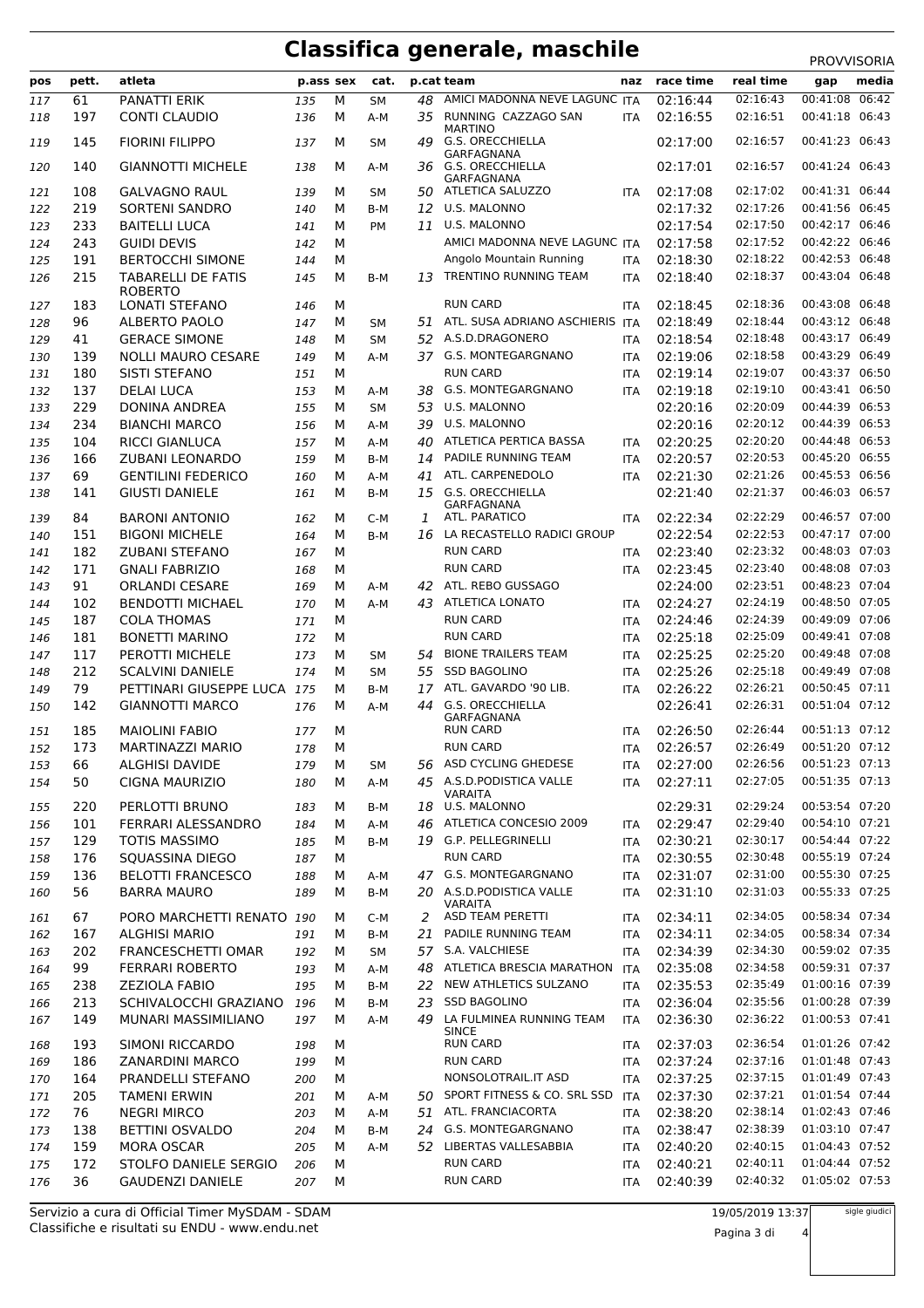# Classifica generale, maschile

PROVVISORIA

| pos | pett. | atleta | p.ass | sex | cat. | p.cat | team | naz | race time | real time | gap | media |
|---|---|---|---|---|---|---|---|---|---|---|---|---|
| 117 | 61 | PANATTI ERIK | 135 | M | SM | 48 | AMICI MADONNA NEVE LAGUNC | ITA | 02:16:44 | 02:16:43 | 00:41:08 | 06:42 |
| 118 | 197 | CONTI CLAUDIO | 136 | M | A-M | 35 | RUNNING CAZZAGO SAN MARTINO | ITA | 02:16:55 | 02:16:51 | 00:41:18 | 06:43 |
| 119 | 145 | FIORINI FILIPPO | 137 | M | SM | 49 | G.S. ORECCHIELLA GARFAGNANA | | 02:17:00 | 02:16:57 | 00:41:23 | 06:43 |
| 120 | 140 | GIANNOTTI MICHELE | 138 | M | A-M | 36 | G.S. ORECCHIELLA GARFAGNANA | | 02:17:01 | 02:16:57 | 00:41:24 | 06:43 |
| 121 | 108 | GALVAGNO RAUL | 139 | M | SM | 50 | ATLETICA SALUZZO | ITA | 02:17:08 | 02:17:02 | 00:41:31 | 06:44 |
| 122 | 219 | SORTENI SANDRO | 140 | M | B-M | 12 | U.S. MALONNO | | 02:17:32 | 02:17:26 | 00:41:56 | 06:45 |
| 123 | 233 | BAITELLI LUCA | 141 | M | PM | 11 | U.S. MALONNO | | 02:17:54 | 02:17:50 | 00:42:17 | 06:46 |
| 124 | 243 | GUIDI DEVIS | 142 | M | | | AMICI MADONNA NEVE LAGUNC | ITA | 02:17:58 | 02:17:52 | 00:42:22 | 06:46 |
| 125 | 191 | BERTOCCHI SIMONE | 144 | M | | | Angolo Mountain Running | ITA | 02:18:30 | 02:18:22 | 00:42:53 | 06:48 |
| 126 | 215 | TABARELLI DE FATIS ROBERTO | 145 | M | B-M | 13 | TRENTINO RUNNING TEAM | ITA | 02:18:40 | 02:18:37 | 00:43:04 | 06:48 |
| 127 | 183 | LONATI STEFANO | 146 | M | | | RUN CARD | ITA | 02:18:45 | 02:18:36 | 00:43:08 | 06:48 |
| 128 | 96 | ALBERTO PAOLO | 147 | M | SM | 51 | ATL. SUSA ADRIANO ASCHIERIS | ITA | 02:18:49 | 02:18:44 | 00:43:12 | 06:48 |
| 129 | 41 | GERACE SIMONE | 148 | M | SM | 52 | A.S.D.DRAGONERO | ITA | 02:18:54 | 02:18:48 | 00:43:17 | 06:49 |
| 130 | 139 | NOLLI MAURO CESARE | 149 | M | A-M | 37 | G.S. MONTEGARGNANO | ITA | 02:19:06 | 02:18:58 | 00:43:29 | 06:49 |
| 131 | 180 | SISTI STEFANO | 151 | M | | | RUN CARD | ITA | 02:19:14 | 02:19:07 | 00:43:37 | 06:50 |
| 132 | 137 | DELAI LUCA | 153 | M | A-M | 38 | G.S. MONTEGARGNANO | ITA | 02:19:18 | 02:19:10 | 00:43:41 | 06:50 |
| 133 | 229 | DONINA ANDREA | 155 | M | SM | 53 | U.S. MALONNO | | 02:20:16 | 02:20:09 | 00:44:39 | 06:53 |
| 134 | 234 | BIANCHI MARCO | 156 | M | A-M | 39 | U.S. MALONNO | | 02:20:16 | 02:20:12 | 00:44:39 | 06:53 |
| 135 | 104 | RICCI GIANLUCA | 157 | M | A-M | 40 | ATLETICA PERTICA BASSA | ITA | 02:20:25 | 02:20:20 | 00:44:48 | 06:53 |
| 136 | 166 | ZUBANI LEONARDO | 159 | M | B-M | 14 | PADILE RUNNING TEAM | ITA | 02:20:57 | 02:20:53 | 00:45:20 | 06:55 |
| 137 | 69 | GENTILINI FEDERICO | 160 | M | A-M | 41 | ATL. CARPENEDOLO | ITA | 02:21:30 | 02:21:26 | 00:45:53 | 06:56 |
| 138 | 141 | GIUSTI DANIELE | 161 | M | B-M | 15 | G.S. ORECCHIELLA GARFAGNANA | | 02:21:40 | 02:21:37 | 00:46:03 | 06:57 |
| 139 | 84 | BARONI ANTONIO | 162 | M | C-M | 1 | ATL. PARATICO | ITA | 02:22:34 | 02:22:29 | 00:46:57 | 07:00 |
| 140 | 151 | BIGONI MICHELE | 164 | M | B-M | 16 | LA RECASTELLO RADICI GROUP | | 02:22:54 | 02:22:53 | 00:47:17 | 07:00 |
| 141 | 182 | ZUBANI STEFANO | 167 | M | | | RUN CARD | ITA | 02:23:40 | 02:23:32 | 00:48:03 | 07:03 |
| 142 | 171 | GNALI FABRIZIO | 168 | M | | | RUN CARD | ITA | 02:23:45 | 02:23:40 | 00:48:08 | 07:03 |
| 143 | 91 | ORLANDI CESARE | 169 | M | A-M | 42 | ATL. REBO GUSSAGO | | 02:24:00 | 02:23:51 | 00:48:23 | 07:04 |
| 144 | 102 | BENDOTTI MICHAEL | 170 | M | A-M | 43 | ATLETICA LONATO | ITA | 02:24:27 | 02:24:19 | 00:48:50 | 07:05 |
| 145 | 187 | COLA THOMAS | 171 | M | | | RUN CARD | ITA | 02:24:46 | 02:24:39 | 00:49:09 | 07:06 |
| 146 | 181 | BONETTI MARINO | 172 | M | | | RUN CARD | ITA | 02:25:18 | 02:25:09 | 00:49:41 | 07:08 |
| 147 | 117 | PEROTTI MICHELE | 173 | M | SM | 54 | BIONE TRAILERS TEAM | ITA | 02:25:25 | 02:25:20 | 00:49:48 | 07:08 |
| 148 | 212 | SCALVINI DANIELE | 174 | M | SM | 55 | SSD BAGOLINO | ITA | 02:25:26 | 02:25:18 | 00:49:49 | 07:08 |
| 149 | 79 | PETTINARI GIUSEPPE LUCA | 175 | M | B-M | 17 | ATL. GAVARDO '90 LIB. | ITA | 02:26:22 | 02:26:21 | 00:50:45 | 07:11 |
| 150 | 142 | GIANNOTTI MARCO | 176 | M | A-M | 44 | G.S. ORECCHIELLA GARFAGNANA | | 02:26:41 | 02:26:31 | 00:51:04 | 07:12 |
| 151 | 185 | MAIOLINI FABIO | 177 | M | | | RUN CARD | ITA | 02:26:50 | 02:26:44 | 00:51:13 | 07:12 |
| 152 | 173 | MARTINAZZI MARIO | 178 | M | | | RUN CARD | ITA | 02:26:57 | 02:26:49 | 00:51:20 | 07:12 |
| 153 | 66 | ALGHISI DAVIDE | 179 | M | SM | 56 | ASD CYCLING GHEDESE | ITA | 02:27:00 | 02:26:56 | 00:51:23 | 07:13 |
| 154 | 50 | CIGNA MAURIZIO | 180 | M | A-M | 45 | A.S.D.PODISTICA VALLE VARAITA | ITA | 02:27:11 | 02:27:05 | 00:51:35 | 07:13 |
| 155 | 220 | PERLOTTI BRUNO | 183 | M | B-M | 18 | U.S. MALONNO | | 02:29:31 | 02:29:24 | 00:53:54 | 07:20 |
| 156 | 101 | FERRARI ALESSANDRO | 184 | M | A-M | 46 | ATLETICA CONCESIO 2009 | ITA | 02:29:47 | 02:29:40 | 00:54:10 | 07:21 |
| 157 | 129 | TOTIS MASSIMO | 185 | M | B-M | 19 | G.P. PELLEGRINELLI | ITA | 02:30:21 | 02:30:17 | 00:54:44 | 07:22 |
| 158 | 176 | SQUASSINA DIEGO | 187 | M | | | RUN CARD | ITA | 02:30:55 | 02:30:48 | 00:55:19 | 07:24 |
| 159 | 136 | BELOTTI FRANCESCO | 188 | M | A-M | 47 | G.S. MONTEGARGNANO | ITA | 02:31:07 | 02:31:00 | 00:55:30 | 07:25 |
| 160 | 56 | BARRA MAURO | 189 | M | B-M | 20 | A.S.D.PODISTICA VALLE VARAITA | ITA | 02:31:10 | 02:31:03 | 00:55:33 | 07:25 |
| 161 | 67 | PORO MARCHETTI RENATO | 190 | M | C-M | 2 | ASD TEAM PERETTI | ITA | 02:34:11 | 02:34:05 | 00:58:34 | 07:34 |
| 162 | 167 | ALGHISI MARIO | 191 | M | B-M | 21 | PADILE RUNNING TEAM | ITA | 02:34:11 | 02:34:05 | 00:58:34 | 07:34 |
| 163 | 202 | FRANCESCHETTI OMAR | 192 | M | SM | 57 | S.A. VALCHIESE | ITA | 02:34:39 | 02:34:30 | 00:59:02 | 07:35 |
| 164 | 99 | FERRARI ROBERTO | 193 | M | A-M | 48 | ATLETICA BRESCIA MARATHON | ITA | 02:35:08 | 02:34:58 | 00:59:31 | 07:37 |
| 165 | 238 | ZEZIOLA FABIO | 195 | M | B-M | 22 | NEW ATHLETICS SULZANO | ITA | 02:35:53 | 02:35:49 | 01:00:16 | 07:39 |
| 166 | 213 | SCHIVALOCCHI GRAZIANO | 196 | M | B-M | 23 | SSD BAGOLINO | ITA | 02:36:04 | 02:35:56 | 01:00:28 | 07:39 |
| 167 | 149 | MUNARI MASSIMILIANO | 197 | M | A-M | 49 | LA FULMINEA RUNNING TEAM SINCE | ITA | 02:36:30 | 02:36:22 | 01:00:53 | 07:41 |
| 168 | 193 | SIMONI RICCARDO | 198 | M | | | RUN CARD | ITA | 02:37:03 | 02:36:54 | 01:01:26 | 07:42 |
| 169 | 186 | ZANARDINI MARCO | 199 | M | | | RUN CARD | ITA | 02:37:24 | 02:37:16 | 01:01:48 | 07:43 |
| 170 | 164 | PRANDELLI STEFANO | 200 | M | | | NONSOLOTRAIL.IT ASD | ITA | 02:37:25 | 02:37:15 | 01:01:49 | 07:43 |
| 171 | 205 | TAMENI ERWIN | 201 | M | A-M | 50 | SPORT FITNESS & CO. SRL SSD | ITA | 02:37:30 | 02:37:21 | 01:01:54 | 07:44 |
| 172 | 76 | NEGRI MIRCO | 203 | M | A-M | 51 | ATL. FRANCIACORTA | ITA | 02:38:20 | 02:38:14 | 01:02:43 | 07:46 |
| 173 | 138 | BETTINI OSVALDO | 204 | M | B-M | 24 | G.S. MONTEGARGNANO | ITA | 02:38:47 | 02:38:39 | 01:03:10 | 07:47 |
| 174 | 159 | MORA OSCAR | 205 | M | A-M | 52 | LIBERTAS VALLESABBIA | ITA | 02:40:20 | 02:40:15 | 01:04:43 | 07:52 |
| 175 | 172 | STOLFO DANIELE SERGIO | 206 | M | | | RUN CARD | ITA | 02:40:21 | 02:40:11 | 01:04:44 | 07:52 |
| 176 | 36 | GAUDENZI DANIELE | 207 | M | | | RUN CARD | ITA | 02:40:39 | 02:40:32 | 01:05:02 | 07:53 |

Servizio a cura di Official Timer MySDAM - SDAM
Classifiche e risultati su ENDU - www.endu.net

19/05/2019 13:37

sigle giudici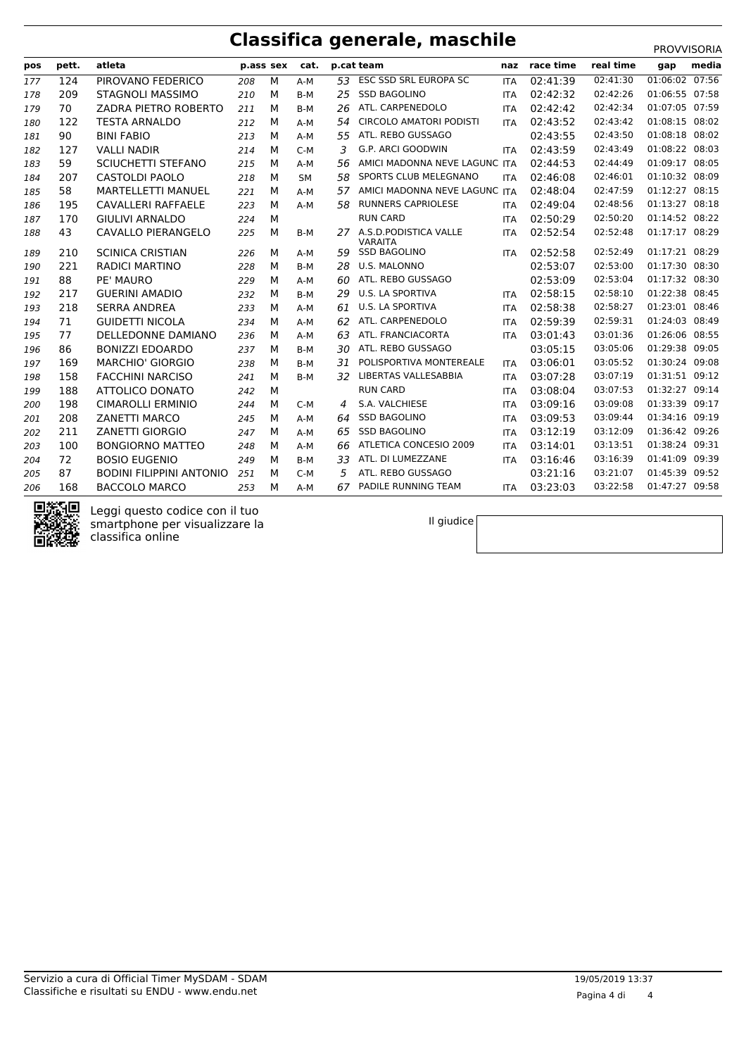# Classifica generale, maschile

PROVVISORIA

| pos | pett. | atleta | p.ass | sex | cat. | p.cat | team | naz | race time | real time | gap | media |
|---|---|---|---|---|---|---|---|---|---|---|---|---|
| 177 | 124 | PIROVANO FEDERICO | 208 | M | A-M | 53 | ESC SSD SRL EUROPA SC | ITA | 02:41:39 | 02:41:30 | 01:06:02 | 07:56 |
| 178 | 209 | STAGNOLI MASSIMO | 210 | M | B-M | 25 | SSD BAGOLINO | ITA | 02:42:32 | 02:42:26 | 01:06:55 | 07:58 |
| 179 | 70 | ZADRA PIETRO ROBERTO | 211 | M | B-M | 26 | ATL. CARPENEDOLO | ITA | 02:42:42 | 02:42:34 | 01:07:05 | 07:59 |
| 180 | 122 | TESTA ARNALDO | 212 | M | A-M | 54 | CIRCOLO AMATORI PODISTI | ITA | 02:43:52 | 02:43:42 | 01:08:15 | 08:02 |
| 181 | 90 | BINI FABIO | 213 | M | A-M | 55 | ATL. REBO GUSSAGO | | 02:43:55 | 02:43:50 | 01:08:18 | 08:02 |
| 182 | 127 | VALLI NADIR | 214 | M | C-M | 3 | G.P. ARCI GOODWIN | ITA | 02:43:59 | 02:43:49 | 01:08:22 | 08:03 |
| 183 | 59 | SCIUCHETTI STEFANO | 215 | M | A-M | 56 | AMICI MADONNA NEVE LAGUNC | ITA | 02:44:53 | 02:44:49 | 01:09:17 | 08:05 |
| 184 | 207 | CASTOLDI PAOLO | 218 | M | SM | 58 | SPORTS CLUB MELEGNANO | ITA | 02:46:08 | 02:46:01 | 01:10:32 | 08:09 |
| 185 | 58 | MARTELLETTI MANUEL | 221 | M | A-M | 57 | AMICI MADONNA NEVE LAGUNC | ITA | 02:48:04 | 02:47:59 | 01:12:27 | 08:15 |
| 186 | 195 | CAVALLERI RAFFAELE | 223 | M | A-M | 58 | RUNNERS CAPRIOLESE | ITA | 02:49:04 | 02:48:56 | 01:13:27 | 08:18 |
| 187 | 170 | GIULIVI ARNALDO | 224 | M | | | RUN CARD | ITA | 02:50:29 | 02:50:20 | 01:14:52 | 08:22 |
| 188 | 43 | CAVALLO PIERANGELO | 225 | M | B-M | 27 | A.S.D.PODISTICA VALLE VARAITA | ITA | 02:52:54 | 02:52:48 | 01:17:17 | 08:29 |
| 189 | 210 | SCINICA CRISTIAN | 226 | M | A-M | 59 | SSD BAGOLINO | ITA | 02:52:58 | 02:52:49 | 01:17:21 | 08:29 |
| 190 | 221 | RADICI MARTINO | 228 | M | B-M | 28 | U.S. MALONNO | | 02:53:07 | 02:53:00 | 01:17:30 | 08:30 |
| 191 | 88 | PE' MAURO | 229 | M | A-M | 60 | ATL. REBO GUSSAGO | | 02:53:09 | 02:53:04 | 01:17:32 | 08:30 |
| 192 | 217 | GUERINI AMADIO | 232 | M | B-M | 29 | U.S. LA SPORTIVA | ITA | 02:58:15 | 02:58:10 | 01:22:38 | 08:45 |
| 193 | 218 | SERRA ANDREA | 233 | M | A-M | 61 | U.S. LA SPORTIVA | ITA | 02:58:38 | 02:58:27 | 01:23:01 | 08:46 |
| 194 | 71 | GUIDETTI NICOLA | 234 | M | A-M | 62 | ATL. CARPENEDOLO | ITA | 02:59:39 | 02:59:31 | 01:24:03 | 08:49 |
| 195 | 77 | DELLEDONNE DAMIANO | 236 | M | A-M | 63 | ATL. FRANCIACORTA | ITA | 03:01:43 | 03:01:36 | 01:26:06 | 08:55 |
| 196 | 86 | BONIZZI EDOARDO | 237 | M | B-M | 30 | ATL. REBO GUSSAGO | | 03:05:15 | 03:05:06 | 01:29:38 | 09:05 |
| 197 | 169 | MARCHIO' GIORGIO | 238 | M | B-M | 31 | POLISPORTIVA MONTEREALE | ITA | 03:06:01 | 03:05:52 | 01:30:24 | 09:08 |
| 198 | 158 | FACCHINI NARCISO | 241 | M | B-M | 32 | LIBERTAS VALLESABBIA | ITA | 03:07:28 | 03:07:19 | 01:31:51 | 09:12 |
| 199 | 188 | ATTOLICO DONATO | 242 | M | | | RUN CARD | ITA | 03:08:04 | 03:07:53 | 01:32:27 | 09:14 |
| 200 | 198 | CIMAROLLI ERMINIO | 244 | M | C-M | 4 | S.A. VALCHIESE | ITA | 03:09:16 | 03:09:08 | 01:33:39 | 09:17 |
| 201 | 208 | ZANETTI MARCO | 245 | M | A-M | 64 | SSD BAGOLINO | ITA | 03:09:53 | 03:09:44 | 01:34:16 | 09:19 |
| 202 | 211 | ZANETTI GIORGIO | 247 | M | A-M | 65 | SSD BAGOLINO | ITA | 03:12:19 | 03:12:09 | 01:36:42 | 09:26 |
| 203 | 100 | BONGIORNO MATTEO | 248 | M | A-M | 66 | ATLETICA CONCESIO 2009 | ITA | 03:14:01 | 03:13:51 | 01:38:24 | 09:31 |
| 204 | 72 | BOSIO EUGENIO | 249 | M | B-M | 33 | ATL. DI LUMEZZANE | ITA | 03:16:46 | 03:16:39 | 01:41:09 | 09:39 |
| 205 | 87 | BODINI FILIPPINI ANTONIO | 251 | M | C-M | 5 | ATL. REBO GUSSAGO | | 03:21:16 | 03:21:07 | 01:45:39 | 09:52 |
| 206 | 168 | BACCOLO MARCO | 253 | M | A-M | 67 | PADILE RUNNING TEAM | ITA | 03:23:03 | 03:22:58 | 01:47:27 | 09:58 |

Leggi questo codice con il tuo smartphone per visualizzare la classifica online

Il giudice

Servizio a cura di Official Timer MySDAM - SDAM
Classifiche e risultati su ENDU - www.endu.net

19/05/2019 13:37